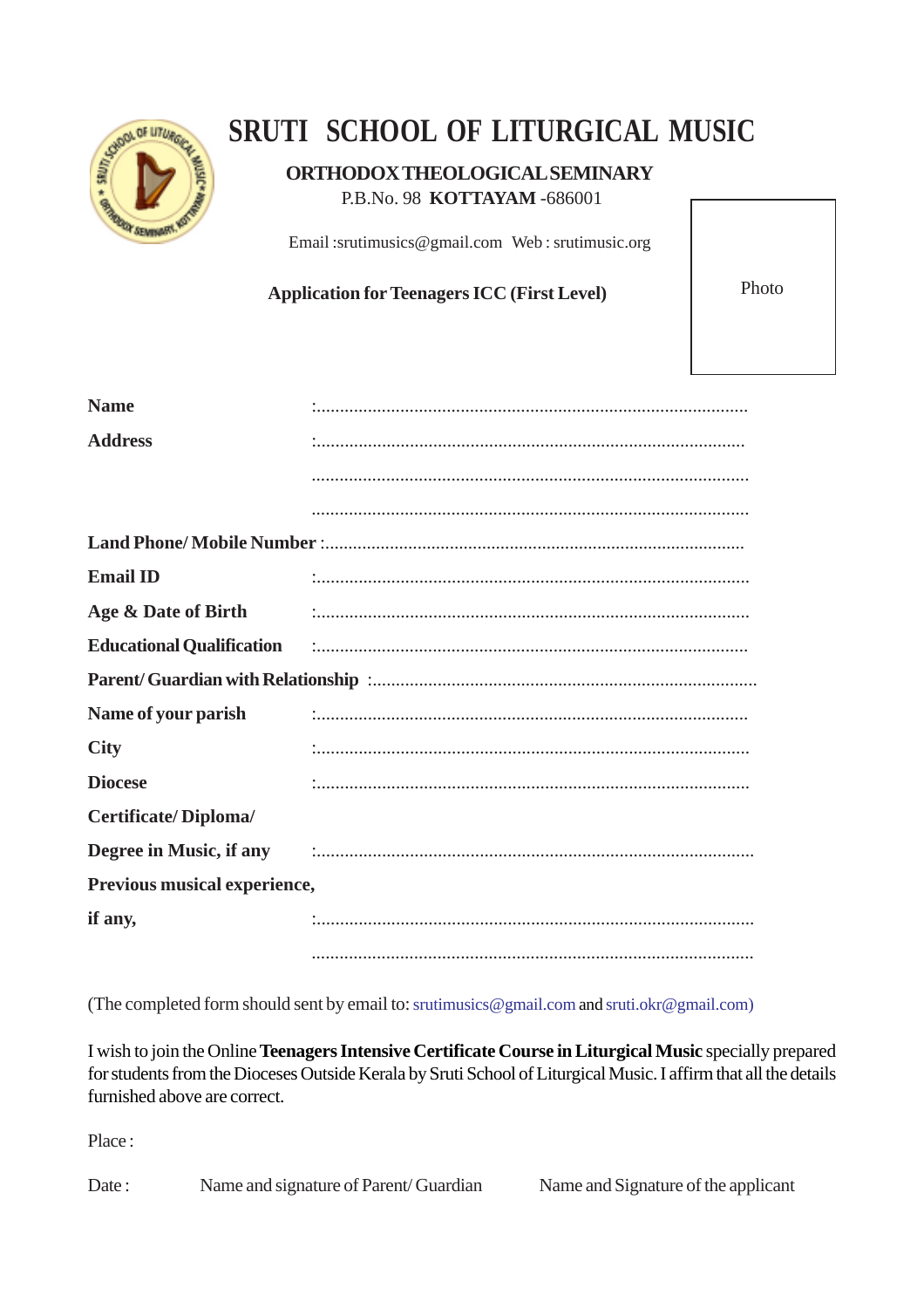# SRUTI SCHOOL OF LITURGICAL MUSIC

**ORTHODOX THEOLOGICAL SEMINARY**

P.B.No. 98 **KOTTAYAM** -686001

Email :srutimusics@gmail.com Web : srutimusic.org

**Application for Teenagers ICC (First Level)**

Photo

**Name** :...........................................................................................

**Address** :...........................................................................................

...........................................................................................

...........................................................................................

**Land Phone/ Mobile Number** :...........................................................................................

**Email ID** :...........................................................................................

**Age & Date of Birth** :...........................................................................................

**Educational Qualification** :...........................................................................................

**Parent/ Guardian with Relationship** :...........................................................................................

**Name of your parish** :...........................................................................................

**City** :...........................................................................................

**Diocese** :...........................................................................................

**Certificate/ Diploma/**

**Degree in Music, if any** :...........................................................................................

**Previous musical experience,**

**if any,** :...........................................................................................

...........................................................................................

(The completed form should sent by email to: srutimusics@gmail.com and sruti.okr@gmail.com)

I wish to join the Online **Teenagers Intensive Certificate Course in Liturgical Music** specially prepared for students from the Dioceses Outside Kerala by Sruti School of Liturgical Music. I affirm that all the details furnished above are correct.

Place :

Date : Name and signature of Parent/ Guardian Name and Signature of the applicant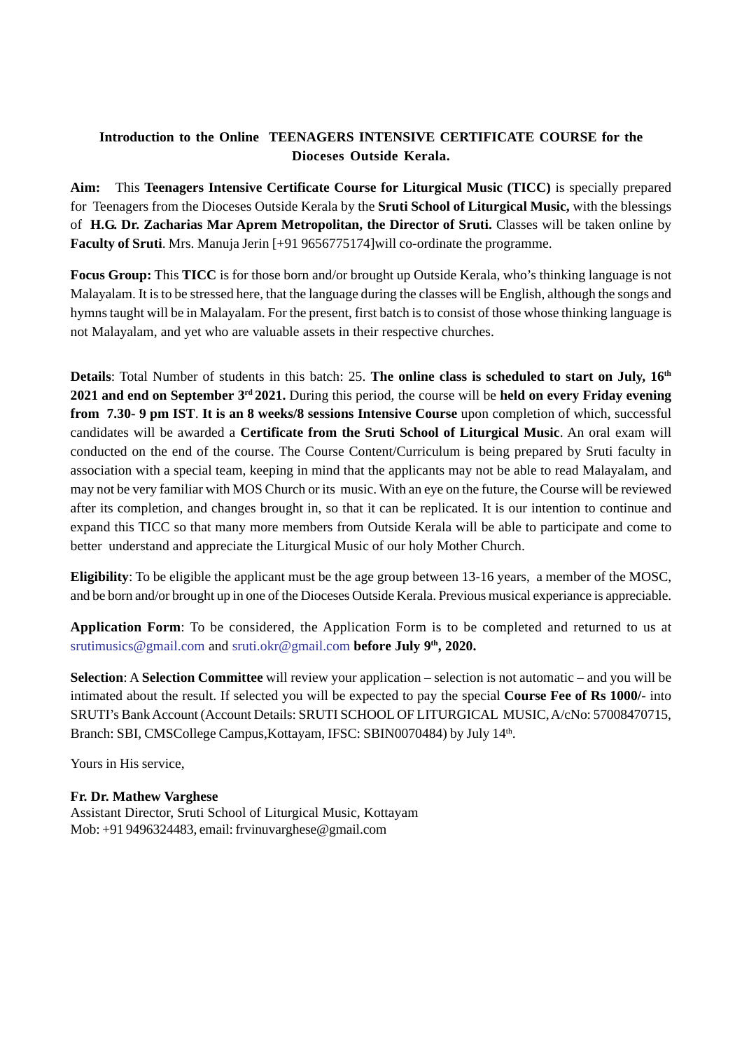**Introduction to the Online TEENAGERS INTENSIVE CERTIFICATE COURSE for the Dioceses Outside Kerala.**

**Aim:** This **Teenagers Intensive Certificate Course for Liturgical Music (TICC)** is specially prepared for Teenagers from the Dioceses Outside Kerala by the **Sruti School of Liturgical Music,** with the blessings of **H.G. Dr. Zacharias Mar Aprem Metropolitan, the Director of Sruti.** Classes will be taken online by **Faculty of Sruti**. Mrs. Manuja Jerin [+91 9656775174]will co-ordinate the programme.

**Focus Group:** This **TICC** is for those born and/or brought up Outside Kerala, who's thinking language is not Malayalam. It is to be stressed here, that the language during the classes will be English, although the songs and hymns taught will be in Malayalam. For the present, first batch is to consist of those whose thinking language is not Malayalam, and yet who are valuable assets in their respective churches.

**Details**: Total Number of students in this batch: 25. **The online class is scheduled to start on July, 16th 2021 and end on September 3rd 2021.** During this period, the course will be **held on every Friday evening from 7.30- 9 pm IST**. **It is an 8 weeks/8 sessions Intensive Course** upon completion of which, successful candidates will be awarded a **Certificate from the Sruti School of Liturgical Music**. An oral exam will conducted on the end of the course. The Course Content/Curriculum is being prepared by Sruti faculty in association with a special team, keeping in mind that the applicants may not be able to read Malayalam, and may not be very familiar with MOS Church or its music. With an eye on the future, the Course will be reviewed after its completion, and changes brought in, so that it can be replicated. It is our intention to continue and expand this TICC so that many more members from Outside Kerala will be able to participate and come to better understand and appreciate the Liturgical Music of our holy Mother Church.

**Eligibility**: To be eligible the applicant must be the age group between 13-16 years, a member of the MOSC, and be born and/or brought up in one of the Dioceses Outside Kerala. Previous musical experiance is appreciable.

**Application Form**: To be considered, the Application Form is to be completed and returned to us at srutimusics@gmail.com and sruti.okr@gmail.com **before July 9th, 2020.**

**Selection**: A **Selection Committee** will review your application – selection is not automatic – and you will be intimated about the result. If selected you will be expected to pay the special **Course Fee of Rs 1000/-** into SRUTI's Bank Account (Account Details: SRUTI SCHOOL OF LITURGICAL MUSIC, A/cNo: 57008470715, Branch: SBI, CMSCollege Campus,Kottayam, IFSC: SBIN0070484) by July 14th.

Yours in His service,

**Fr. Dr. Mathew Varghese**
Assistant Director, Sruti School of Liturgical Music, Kottayam
Mob: +91 9496324483, email: frvinuvarghese@gmail.com